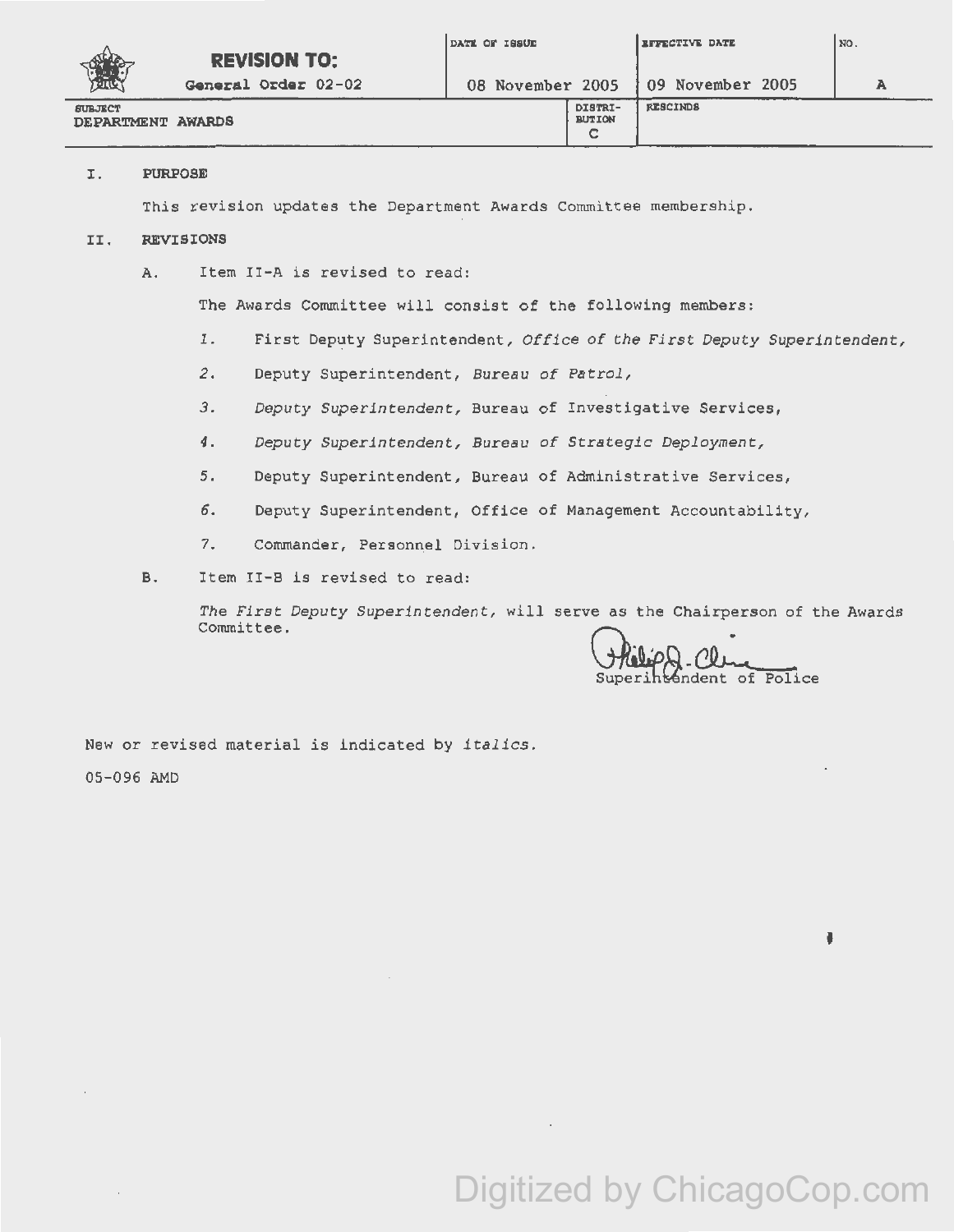| REVISION TO: General Order 02-02 | DATE OF ISSUE 08 November 2005 | | EFFECTIVE DATE 09 November 2005 | NO. A |
|---|---|---|---|---|
| SUBJECT DEPARTMENT AWARDS | | DISTRIBUTION C | RESCINDS | |

## I. PURPOSE

This revision updates the Department Awards Committee membership.

## II. REVISIONS

A. Item II-A is revised to read:

The Awards Committee will consist of the following members:

1. First Deputy Superintendent, *Office of the First Deputy Superintendent,*
2. Deputy Superintendent, *Bureau of Patrol,*
3. *Deputy Superintendent,* Bureau of Investigative Services,
4. *Deputy Superintendent, Bureau of Strategic Deployment,*
5. Deputy Superintendent, Bureau of Administrative Services,
6. Deputy Superintendent, Office of Management Accountability,
7. Commander, Personnel Division.

B. Item II-B is revised to read:

*The First Deputy Superintendent,* will serve as the Chairperson of the Awards Committee.

Superintendent of Police

New or revised material is indicated by *italics.*

05-096 AMD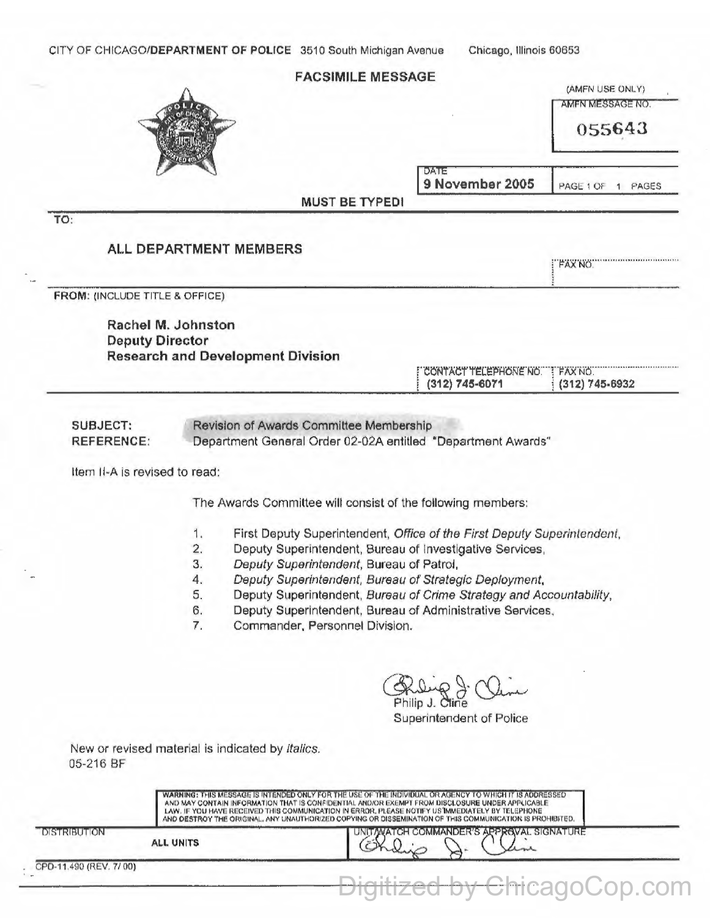CITY OF CHICAGO/**DEPARTMENT OF POLICE** 3510 South Michigan Avenue Chicago, Illinois 60653

**FACSIMILE MESSAGE**

(AMFN USE ONLY)
AMFN MESSAGE NO.
055643

DATE
**9 November 2005**

PAGE 1 OF 1 PAGES

**MUST BE TYPED!**

TO:

**ALL DEPARTMENT MEMBERS**

FAX NO.

FROM: (INCLUDE TITLE & OFFICE)

**Rachel M. Johnston**
**Deputy Director**
**Research and Development Division**

CONTACT TELEPHONE NO. (312) 745-6071
FAX NO. (312) 745-6932

SUBJECT: Revision of Awards Committee Membership
REFERENCE: Department General Order 02-02A entitled "Department Awards"

Item II-A is revised to read:

The Awards Committee will consist of the following members:

1. First Deputy Superintendent, *Office of the First Deputy Superintendent*,
2. Deputy Superintendent, Bureau of Investigative Services,
3. *Deputy Superintendent*, Bureau of Patrol,
4. *Deputy Superintendent, Bureau of Strategic Deployment*,
5. Deputy Superintendent, *Bureau of Crime Strategy and Accountability*,
6. Deputy Superintendent, Bureau of Administrative Services,
7. Commander, Personnel Division.

Philip J. Cline
Superintendent of Police

New or revised material is indicated by *italics*.
05-216 BF

WARNING: THIS MESSAGE IS INTENDED ONLY FOR THE USE OF THE INDIVIDUAL OR AGENCY TO WHICH IT IS ADDRESSED AND MAY CONTAIN INFORMATION THAT IS CONFIDENTIAL AND/OR EXEMPT FROM DISCLOSURE UNDER APPLICABLE LAW. IF YOU HAVE RECEIVED THIS COMMUNICATION IN ERROR, PLEASE NOTIFY US IMMEDIATELY BY TELEPHONE AND DESTROY THE ORIGINAL. ANY UNAUTHORIZED COPYING OR DISSEMINATION OF THIS COMMUNICATION IS PROHIBITED.

| DISTRIBUTION | UNIT/WATCH COMMANDER'S APPROVAL SIGNATURE |
|---|---|
| ALL UNITS | |

CPD-11.490 (REV. 7/00)